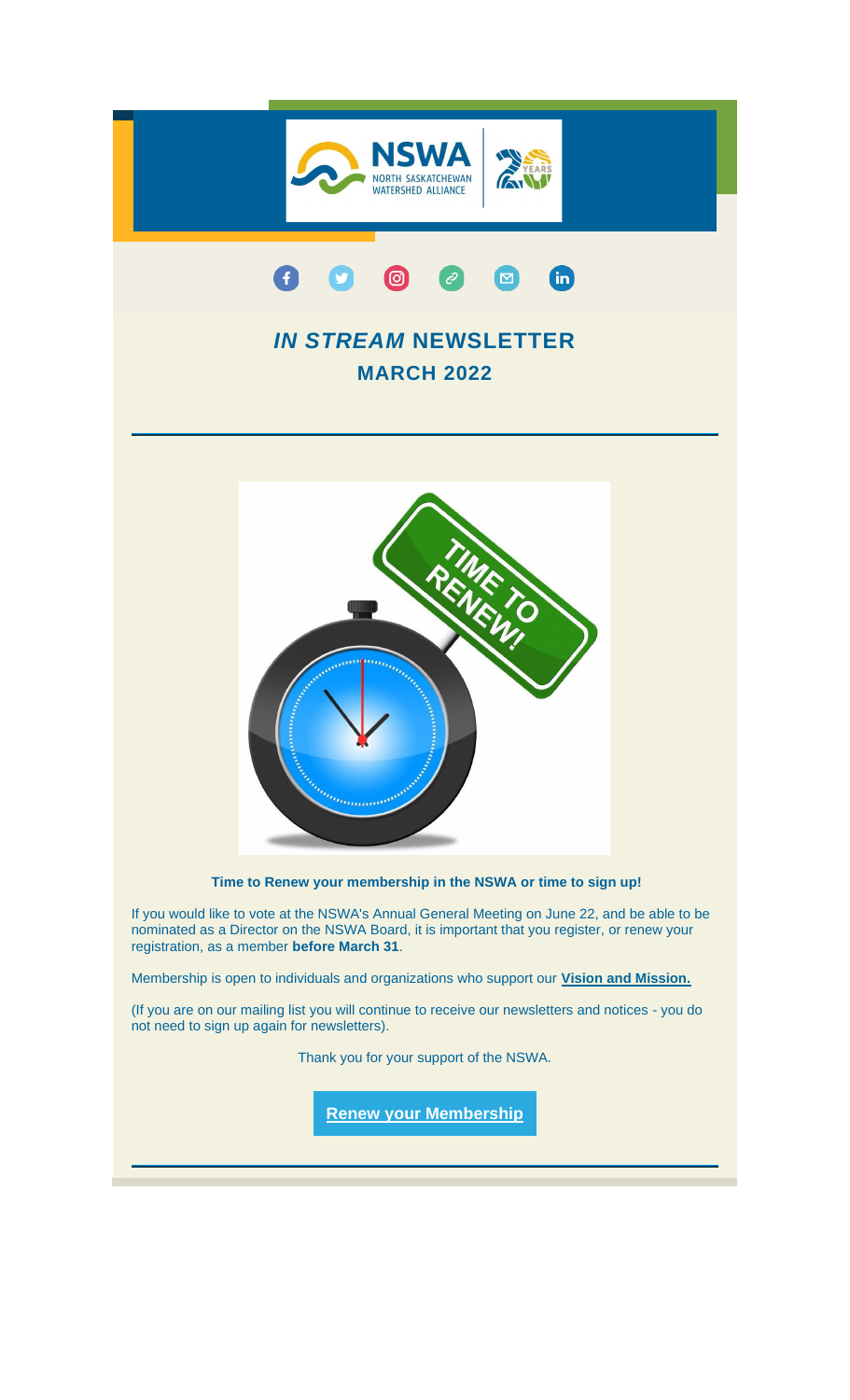# *IN STREAM* NEWSLETTER

## MARCH 2022

**Time to Renew your membership in the NSWA or time to sign up!**

If you would like to vote at the NSWA's Annual General Meeting on June 22, and be able to be nominated as a Director on the NSWA Board, it is important that you register, or renew your registration, as a member **before March 31**.

Membership is open to individuals and organizations who support our **Vision and Mission.**

(If you are on our mailing list you will continue to receive our newsletters and notices - you do not need to sign up again for newsletters).

Thank you for your support of the NSWA.

**Renew your Membership**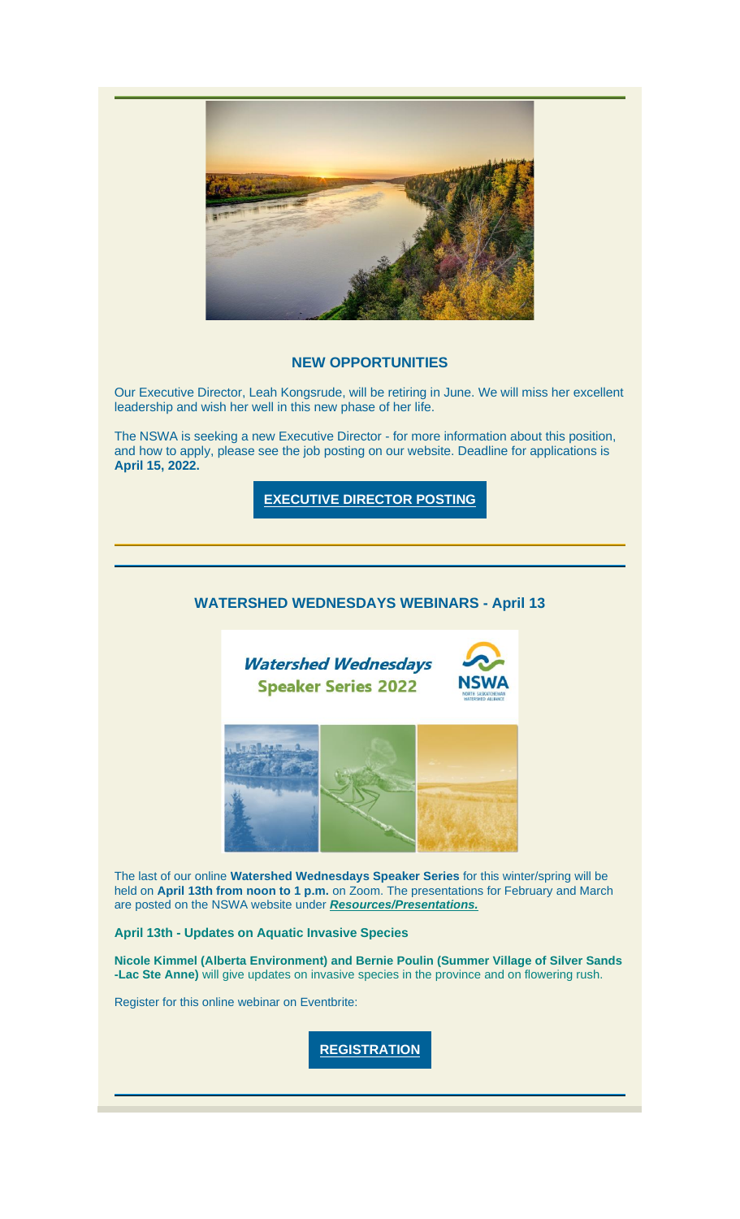## NEW OPPORTUNITIES

Our Executive Director, Leah Kongsrude, will be retiring in June. We will miss her excellent leadership and wish her well in this new phase of her life.

The NSWA is seeking a new Executive Director - for more information about this position, and how to apply, please see the job posting on our website. Deadline for applications is **April 15, 2022.**

**EXECUTIVE DIRECTOR POSTING**

---

## WATERSHED WEDNESDAYS WEBINARS - April 13

The last of our online **Watershed Wednesdays Speaker Series** for this winter/spring will be held on **April 13th from noon to 1 p.m.** on Zoom. The presentations for February and March are posted on the NSWA website under ***Resources/Presentations.***

**April 13th - Updates on Aquatic Invasive Species**

**Nicole Kimmel (Alberta Environment) and Bernie Poulin (Summer Village of Silver Sands -Lac Ste Anne)** will give updates on invasive species in the province and on flowering rush.

Register for this online webinar on Eventbrite:

**REGISTRATION**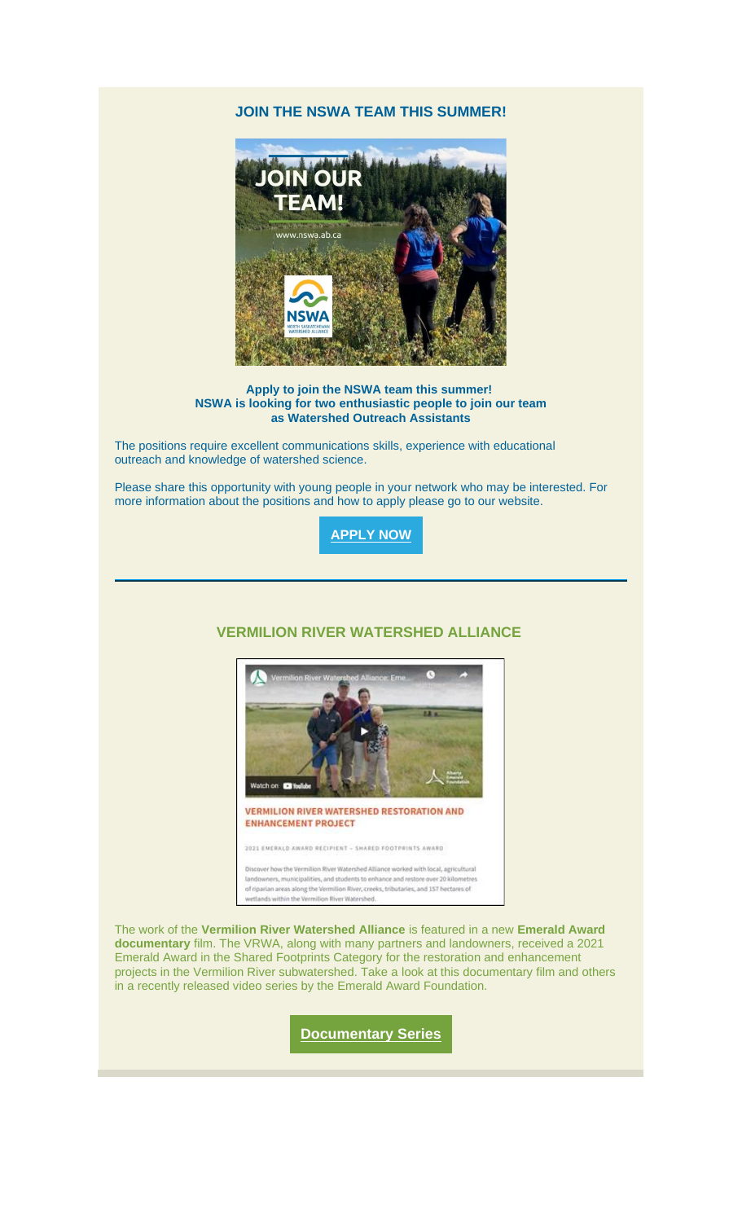## JOIN THE NSWA TEAM THIS SUMMER!

**Apply to join the NSWA team this summer!**
**NSWA is looking for two enthusiastic people to join our team as Watershed Outreach Assistants**

The positions require excellent communications skills, experience with educational outreach and knowledge of watershed science.

Please share this opportunity with young people in your network who may be interested. For more information about the positions and how to apply please go to our website.

**APPLY NOW**

---

## VERMILION RIVER WATERSHED ALLIANCE

The work of the **Vermilion River Watershed Alliance** is featured in a new **Emerald Award documentary** film. The VRWA, along with many partners and landowners, received a 2021 Emerald Award in the Shared Footprints Category for the restoration and enhancement projects in the Vermilion River subwatershed. Take a look at this documentary film and others in a recently released video series by the Emerald Award Foundation.

**Documentary Series**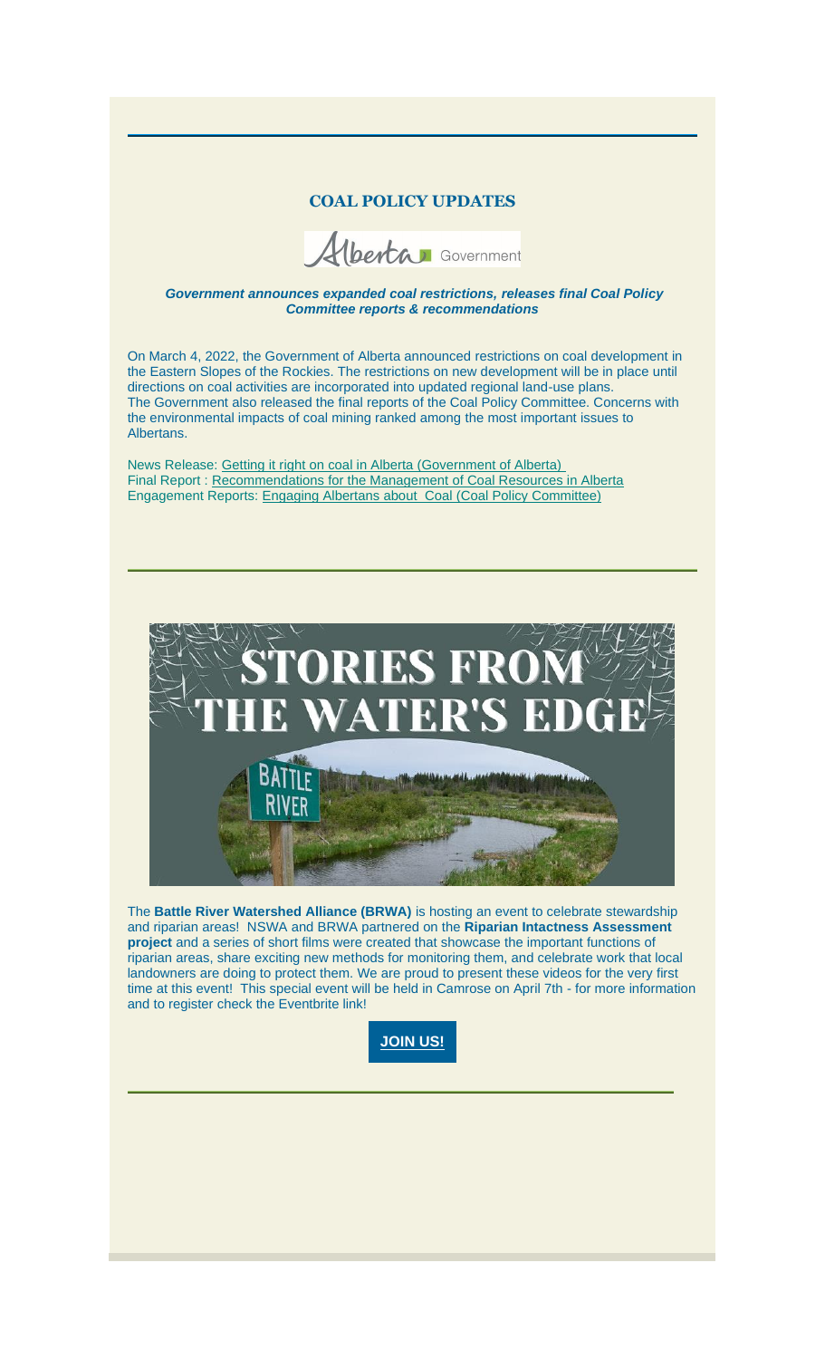## COAL POLICY UPDATES

Alberta Government

***Government announces expanded coal restrictions, releases final Coal Policy Committee reports & recommendations***

On March 4, 2022, the Government of Alberta announced restrictions on coal development in the Eastern Slopes of the Rockies. The restrictions on new development will be in place until directions on coal activities are incorporated into updated regional land-use plans.
The Government also released the final reports of the Coal Policy Committee. Concerns with the environmental impacts of coal mining ranked among the most important issues to Albertans.

News Release: Getting it right on coal in Alberta (Government of Alberta)
Final Report : Recommendations for the Management of Coal Resources in Alberta
Engagement Reports: Engaging Albertans about Coal (Coal Policy Committee)

STORIES FROM THE WATER'S EDGE

The **Battle River Watershed Alliance (BRWA)** is hosting an event to celebrate stewardship and riparian areas! NSWA and BRWA partnered on the **Riparian Intactness Assessment project** and a series of short films were created that showcase the important functions of riparian areas, share exciting new methods for monitoring them, and celebrate work that local landowners are doing to protect them. We are proud to present these videos for the very first time at this event! This special event will be held in Camrose on April 7th - for more information and to register check the Eventbrite link!

**JOIN US!**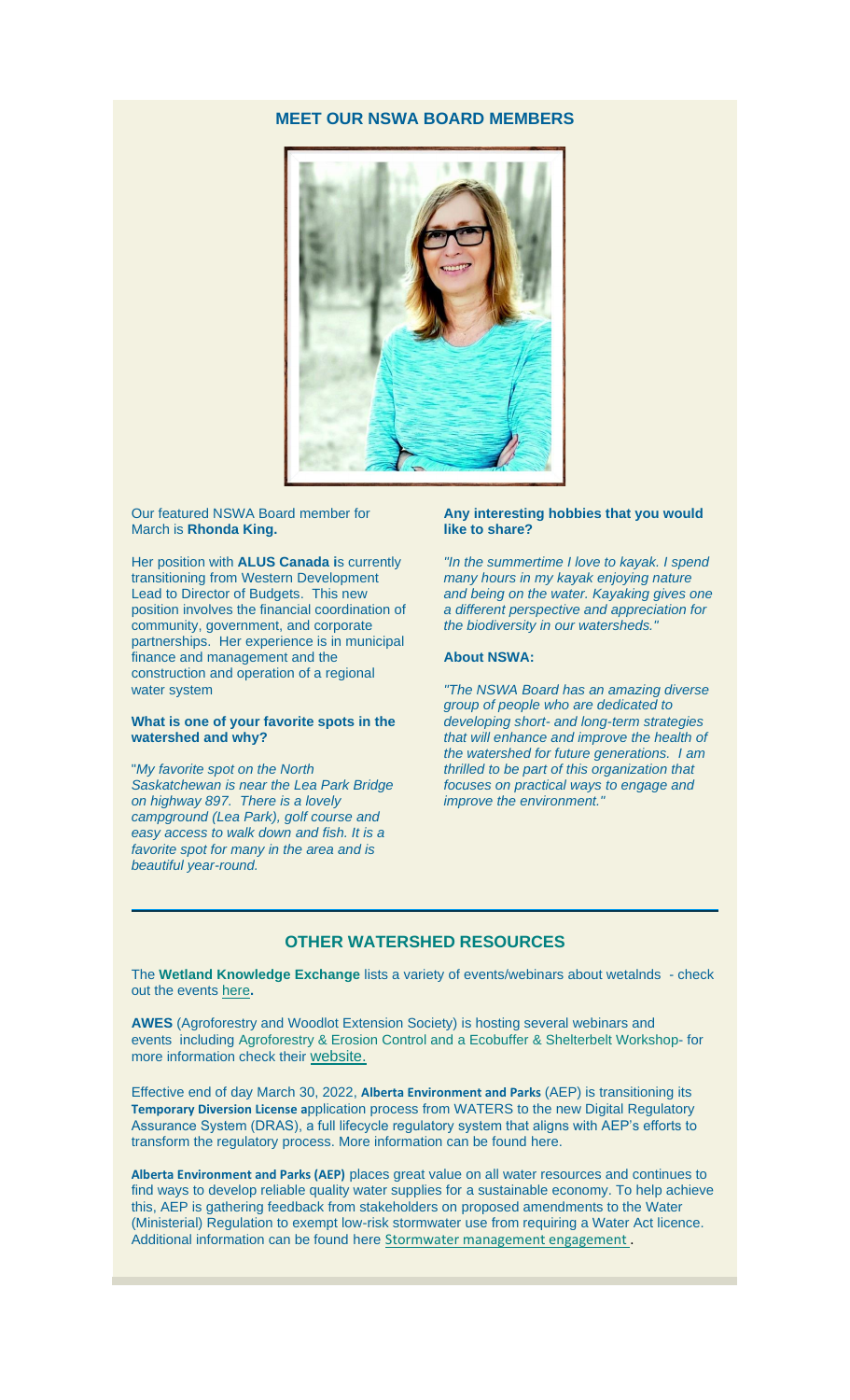## MEET OUR NSWA BOARD MEMBERS

Our featured NSWA Board member for March is **Rhonda King.**

Her position with **ALUS Canada i**s currently transitioning from Western Development Lead to Director of Budgets. This new position involves the financial coordination of community, government, and corporate partnerships. Her experience is in municipal finance and management and the construction and operation of a regional water system

**What is one of your favorite spots in the watershed and why?**

"*My favorite spot on the North Saskatchewan is near the Lea Park Bridge on highway 897. There is a lovely campground (Lea Park), golf course and easy access to walk down and fish. It is a favorite spot for many in the area and is beautiful year-round.*

**Any interesting hobbies that you would like to share?**

*"In the summertime I love to kayak. I spend many hours in my kayak enjoying nature and being on the water. Kayaking gives one a different perspective and appreciation for the biodiversity in our watersheds."*

**About NSWA:**

*"The NSWA Board has an amazing diverse group of people who are dedicated to developing short- and long-term strategies that will enhance and improve the health of the watershed for future generations. I am thrilled to be part of this organization that focuses on practical ways to engage and improve the environment."*

---

## OTHER WATERSHED RESOURCES

The **Wetland Knowledge Exchange** lists a variety of events/webinars about wetalnds - check out the events here**.**

**AWES** (Agroforestry and Woodlot Extension Society) is hosting several webinars and events including Agroforestry & Erosion Control and a Ecobuffer & Shelterbelt Workshop- for more information check their website.

Effective end of day March 30, 2022, **Alberta Environment and Parks** (AEP) is transitioning its **Temporary Diversion License a**pplication process from WATERS to the new Digital Regulatory Assurance System (DRAS), a full lifecycle regulatory system that aligns with AEP's efforts to transform the regulatory process. More information can be found here.

**Alberta Environment and Parks (AEP)** places great value on all water resources and continues to find ways to develop reliable quality water supplies for a sustainable economy. To help achieve this, AEP is gathering feedback from stakeholders on proposed amendments to the Water (Ministerial) Regulation to exempt low-risk stormwater use from requiring a Water Act licence. Additional information can be found here Stormwater management engagement .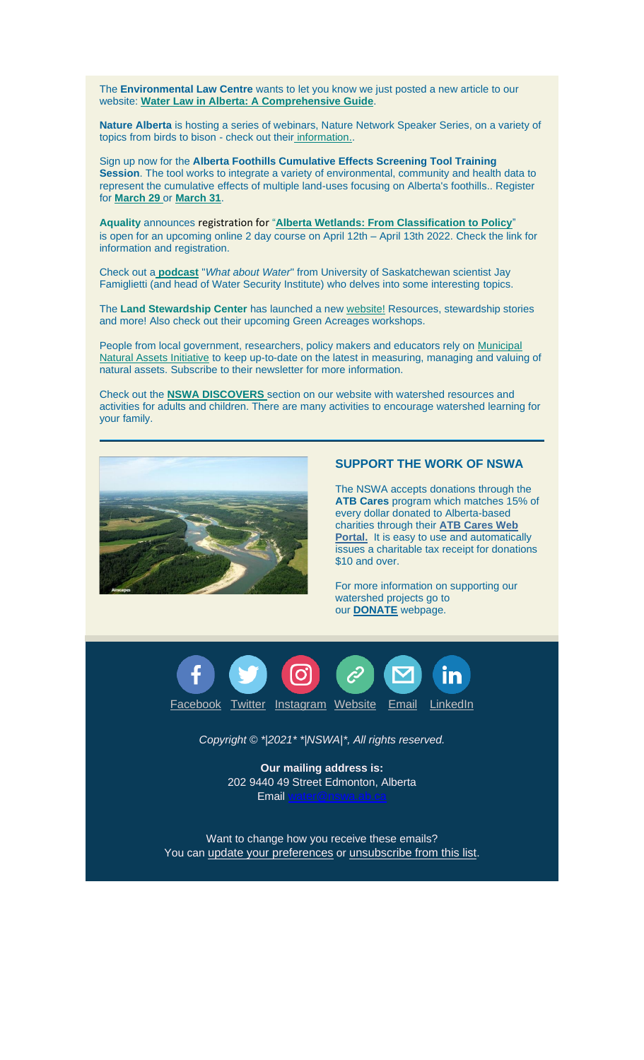The **Environmental Law Centre** wants to let you know we just posted a new article to our website: **Water Law in Alberta: A Comprehensive Guide**.

**Nature Alberta** is hosting a series of webinars, Nature Network Speaker Series, on a variety of topics from birds to bison - check out their information..

Sign up now for the **Alberta Foothills Cumulative Effects Screening Tool Training Session**. The tool works to integrate a variety of environmental, community and health data to represent the cumulative effects of multiple land-uses focusing on Alberta's foothills.. Register for **March 29** or **March 31**.

**Aquality** announces registration for "**Alberta Wetlands: From Classification to Policy**" is open for an upcoming online 2 day course on April 12th – April 13th 2022. Check the link for information and registration.

Check out a **podcast** "*What about Water*" from University of Saskatchewan scientist Jay Famiglietti (and head of Water Security Institute) who delves into some interesting topics.

The **Land Stewardship Center** has launched a new website! Resources, stewardship stories and more! Also check out their upcoming Green Acreages workshops.

People from local government, researchers, policy makers and educators rely on Municipal Natural Assets Initiative to keep up-to-date on the latest in measuring, managing and valuing of natural assets. Subscribe to their newsletter for more information.

Check out the **NSWA DISCOVERS** section on our website with watershed resources and activities for adults and children. There are many activities to encourage watershed learning for your family.

---

## SUPPORT THE WORK OF NSWA

The NSWA accepts donations through the **ATB Cares** program which matches 15% of every dollar donated to Alberta-based charities through their **ATB Cares Web Portal.** It is easy to use and automatically issues a charitable tax receipt for donations $10 and over.

For more information on supporting our watershed projects go to our **DONATE** webpage.

Facebook Twitter Instagram Website Email LinkedIn

*Copyright © *|2021* *|NSWA|*, All rights reserved.*

**Our mailing address is:**
202 9440 49 Street Edmonton, Alberta
Email water@nswa.ab.ca

Want to change how you receive these emails?
You can update your preferences or unsubscribe from this list.